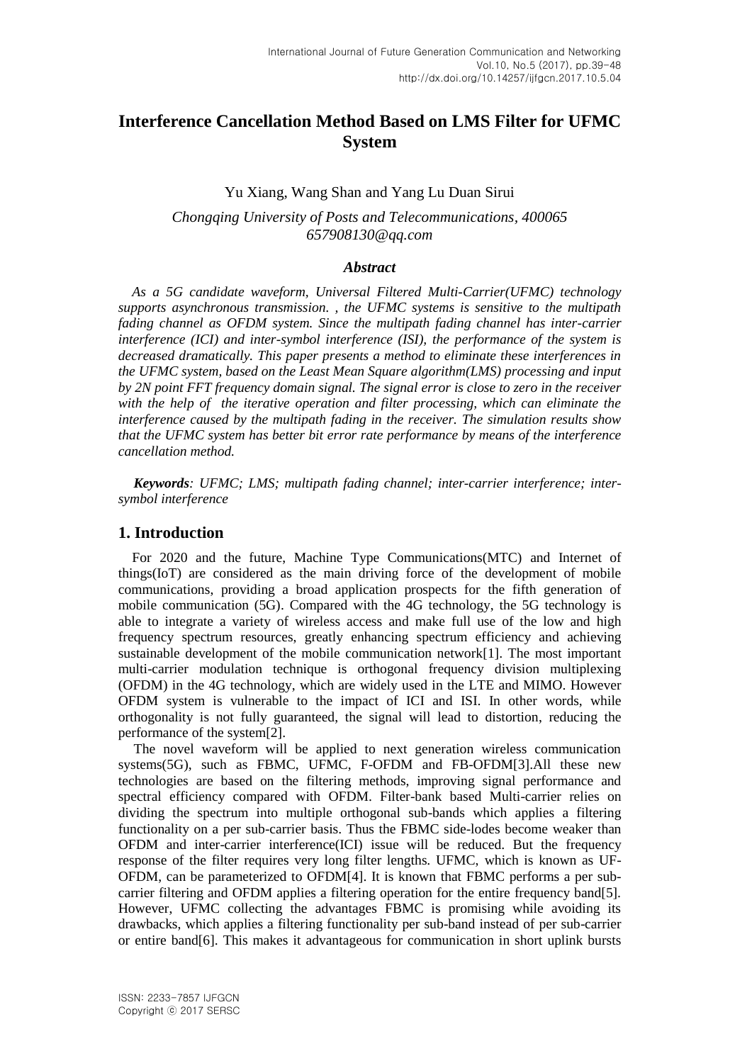# Interference Cancellation Method Based on LMS Filter for UFMC System

Yu Xiang, Wang Shan and Yang Lu Duan Sirui

*Chongqing University of Posts and Telecommunications, 400065*
*657908130@qq.com*

### *Abstract*

*As a 5G candidate waveform, Universal Filtered Multi-Carrier(UFMC) technology supports asynchronous transmission. , the UFMC systems is sensitive to the multipath fading channel as OFDM system. Since the multipath fading channel has inter-carrier interference (ICI) and inter-symbol interference (ISI), the performance of the system is decreased dramatically. This paper presents a method to eliminate these interferences in the UFMC system, based on the Least Mean Square algorithm(LMS) processing and input by 2N point FFT frequency domain signal. The signal error is close to zero in the receiver with the help of the iterative operation and filter processing, which can eliminate the interference caused by the multipath fading in the receiver. The simulation results show that the UFMC system has better bit error rate performance by means of the interference cancellation method.*

***Keywords**: UFMC; LMS; multipath fading channel; inter-carrier interference; inter-symbol interference*

## 1. Introduction

For 2020 and the future, Machine Type Communications(MTC) and Internet of things(IoT) are considered as the main driving force of the development of mobile communications, providing a broad application prospects for the fifth generation of mobile communication (5G). Compared with the 4G technology, the 5G technology is able to integrate a variety of wireless access and make full use of the low and high frequency spectrum resources, greatly enhancing spectrum efficiency and achieving sustainable development of the mobile communication network[1]. The most important multi-carrier modulation technique is orthogonal frequency division multiplexing (OFDM) in the 4G technology, which are widely used in the LTE and MIMO. However OFDM system is vulnerable to the impact of ICI and ISI. In other words, while orthogonality is not fully guaranteed, the signal will lead to distortion, reducing the performance of the system[2].

The novel waveform will be applied to next generation wireless communication systems(5G), such as FBMC, UFMC, F-OFDM and FB-OFDM[3].All these new technologies are based on the filtering methods, improving signal performance and spectral efficiency compared with OFDM. Filter-bank based Multi-carrier relies on dividing the spectrum into multiple orthogonal sub-bands which applies a filtering functionality on a per sub-carrier basis. Thus the FBMC side-lodes become weaker than OFDM and inter-carrier interference(ICI) issue will be reduced. But the frequency response of the filter requires very long filter lengths. UFMC, which is known as UF-OFDM, can be parameterized to OFDM[4]. It is known that FBMC performs a per sub-carrier filtering and OFDM applies a filtering operation for the entire frequency band[5]. However, UFMC collecting the advantages FBMC is promising while avoiding its drawbacks, which applies a filtering functionality per sub-band instead of per sub-carrier or entire band[6]. This makes it advantageous for communication in short uplink bursts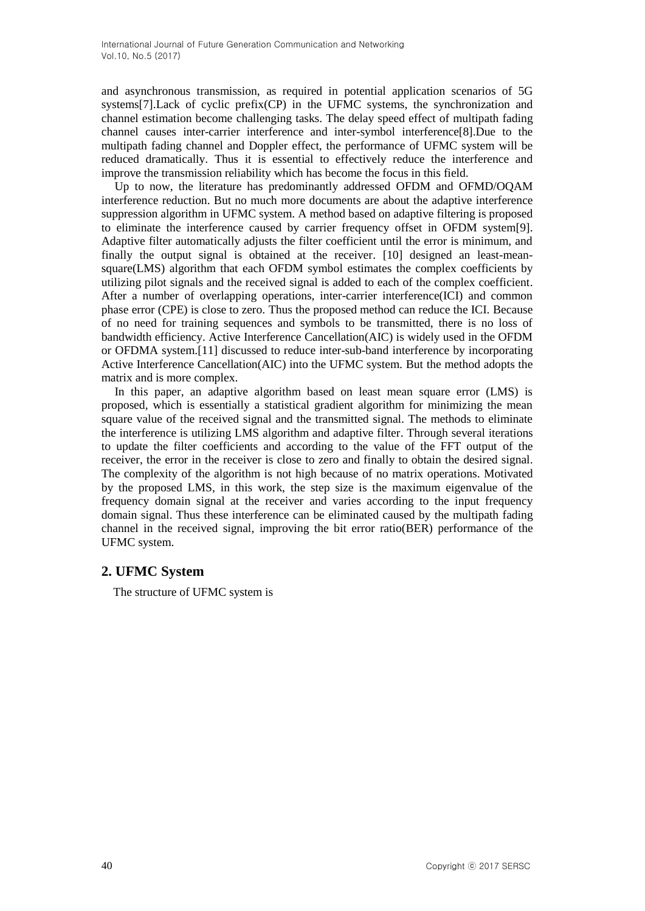and asynchronous transmission, as required in potential application scenarios of 5G systems[7].Lack of cyclic prefix(CP) in the UFMC systems, the synchronization and channel estimation become challenging tasks. The delay speed effect of multipath fading channel causes inter-carrier interference and inter-symbol interference[8].Due to the multipath fading channel and Doppler effect, the performance of UFMC system will be reduced dramatically. Thus it is essential to effectively reduce the interference and improve the transmission reliability which has become the focus in this field.

Up to now, the literature has predominantly addressed OFDM and OFMD/OQAM interference reduction. But no much more documents are about the adaptive interference suppression algorithm in UFMC system. A method based on adaptive filtering is proposed to eliminate the interference caused by carrier frequency offset in OFDM system[9]. Adaptive filter automatically adjusts the filter coefficient until the error is minimum, and finally the output signal is obtained at the receiver. [10] designed an least-mean-square(LMS) algorithm that each OFDM symbol estimates the complex coefficients by utilizing pilot signals and the received signal is added to each of the complex coefficient. After a number of overlapping operations, inter-carrier interference(ICI) and common phase error (CPE) is close to zero. Thus the proposed method can reduce the ICI. Because of no need for training sequences and symbols to be transmitted, there is no loss of bandwidth efficiency. Active Interference Cancellation(AIC) is widely used in the OFDM or OFDMA system.[11] discussed to reduce inter-sub-band interference by incorporating Active Interference Cancellation(AIC) into the UFMC system. But the method adopts the matrix and is more complex.

In this paper, an adaptive algorithm based on least mean square error (LMS) is proposed, which is essentially a statistical gradient algorithm for minimizing the mean square value of the received signal and the transmitted signal. The methods to eliminate the interference is utilizing LMS algorithm and adaptive filter. Through several iterations to update the filter coefficients and according to the value of the FFT output of the receiver, the error in the receiver is close to zero and finally to obtain the desired signal. The complexity of the algorithm is not high because of no matrix operations. Motivated by the proposed LMS, in this work, the step size is the maximum eigenvalue of the frequency domain signal at the receiver and varies according to the input frequency domain signal. Thus these interference can be eliminated caused by the multipath fading channel in the received signal, improving the bit error ratio(BER) performance of the UFMC system.

## 2. UFMC System

The structure of UFMC system is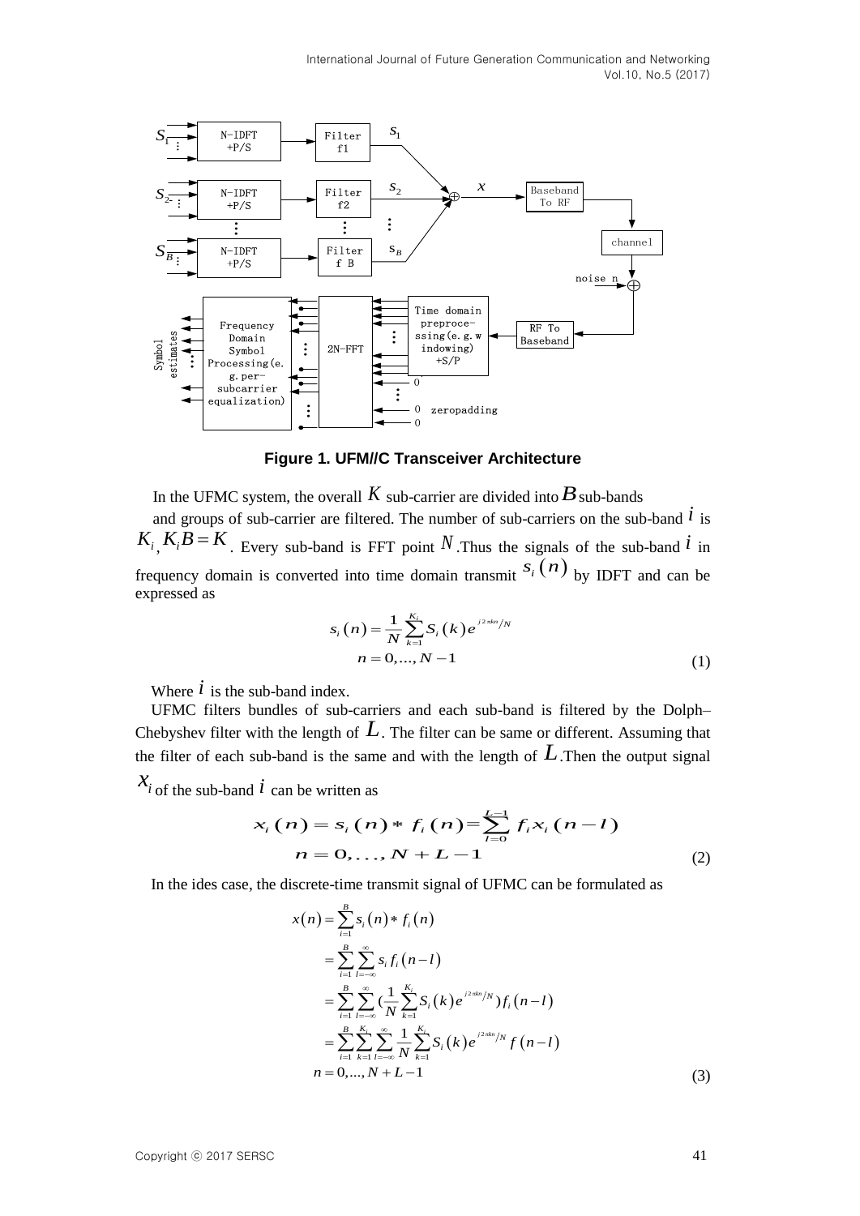Figure 1. UFM//C Transceiver Architecture

In the UFMC system, the overall $K$ sub-carrier are divided into $B$ sub-bands and groups of sub-carrier are filtered. The number of sub-carriers on the sub-band $i$ is $K_i$, $K_i B = K$. Every sub-band is FFT point $N$. Thus the signals of the sub-band $i$ in frequency domain is converted into time domain transmit $s_i(n)$ by IDFT and can be expressed as

$$s_i(n) = \frac{1}{N}\sum_{k=1}^{K_i} S_i(k) e^{j2\pi kn/N}$$
$$n = 0, ..., N-1 \tag{1}$$

Where $i$ is the sub-band index.

UFMC filters bundles of sub-carriers and each sub-band is filtered by the Dolph–Chebyshev filter with the length of $L$. The filter can be same or different. Assuming that the filter of each sub-band is the same and with the length of $L$. Then the output signal $x_i$ of the sub-band $i$ can be written as

$$x_i(n) = s_i(n) * f_i(n) = \sum_{l=0}^{L-1} f_i x_i(n-l)$$
$$n = 0, ..., N+L-1 \tag{2}$$

In the ides case, the discrete-time transmit signal of UFMC can be formulated as

$$\begin{aligned}
x(n) &= \sum_{i=1}^{B} s_i(n) * f_i(n) \\
&= \sum_{i=1}^{B}\sum_{l=-\infty}^{\infty} s_i f_i(n-l) \\
&= \sum_{i=1}^{B}\sum_{l=-\infty}^{\infty} \left(\frac{1}{N}\sum_{k=1}^{K_i} S_i(k) e^{j2\pi kn/N}\right) f_i(n-l) \\
&= \sum_{i=1}^{B}\sum_{k=1}^{K_i}\sum_{l=-\infty}^{\infty} \frac{1}{N}\sum_{k=1}^{K_i} S_i(k) e^{j2\pi kn/N} f(n-l)
\end{aligned}$$
$$n = 0, ..., N+L-1 \tag{3}$$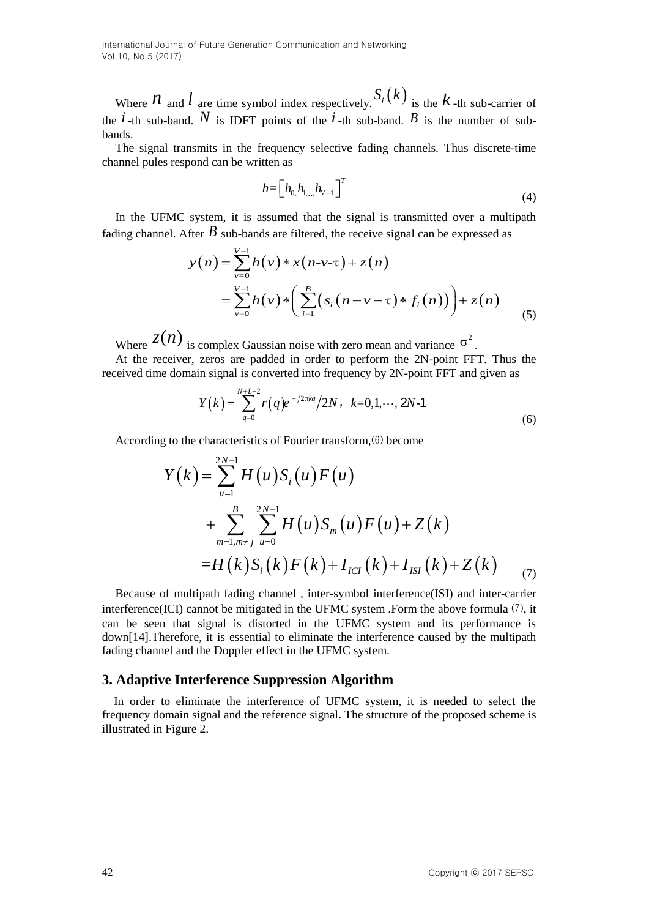Where $n$ and $l$ are time symbol index respectively. $S_i(k)$ is the $k$-th sub-carrier of the $i$-th sub-band. $N$ is IDFT points of the $i$-th sub-band. $B$ is the number of sub-bands.

The signal transmits in the frequency selective fading channels. Thus discrete-time channel pules respond can be written as

$$h=\left[h_{0,}h_{1,\dots,}h_{V-1}\right]^{T} \tag{4}$$

In the UFMC system, it is assumed that the signal is transmitted over a multipath fading channel. After $B$ sub-bands are filtered, the receive signal can be expressed as

$$\begin{aligned} y(n) &= \sum_{v=0}^{V-1} h(v) * x(n\text{-}v\text{-}\tau) + z(n) \\ &= \sum_{v=0}^{V-1} h(v) * \left( \sum_{i=1}^{B} \left( s_i(n-v-\tau) * f_i(n) \right) \right) + z(n) \end{aligned} \tag{5}$$

Where $z(n)$ is complex Gaussian noise with zero mean and variance $\sigma^2$.

At the receiver, zeros are padded in order to perform the 2N-point FFT. Thus the received time domain signal is converted into frequency by 2N-point FFT and given as

$$Y(k) = \sum_{q=0}^{N+L-2} r(q) e^{-j2\pi kq} / 2N, \quad k=0,1,\cdots,2N\text{-}1 \tag{6}$$

According to the characteristics of Fourier transform,(6) become

$$\begin{aligned} Y(k) &= \sum_{u=1}^{2N-1} H(u) S_i(u) F(u) \\ &\quad + \sum_{m=1, m\neq j}^{B} \sum_{u=0}^{2N-1} H(u) S_m(u) F(u) + Z(k) \\ &= H(k) S_i(k) F(k) + I_{ICI}(k) + I_{ISI}(k) + Z(k) \end{aligned} \tag{7}$$

Because of multipath fading channel , inter-symbol interference(ISI) and inter-carrier interference(ICI) cannot be mitigated in the UFMC system .Form the above formula (7), it can be seen that signal is distorted in the UFMC system and its performance is down[14].Therefore, it is essential to eliminate the interference caused by the multipath fading channel and the Doppler effect in the UFMC system.

## 3. Adaptive Interference Suppression Algorithm

In order to eliminate the interference of UFMC system, it is needed to select the frequency domain signal and the reference signal. The structure of the proposed scheme is illustrated in Figure 2.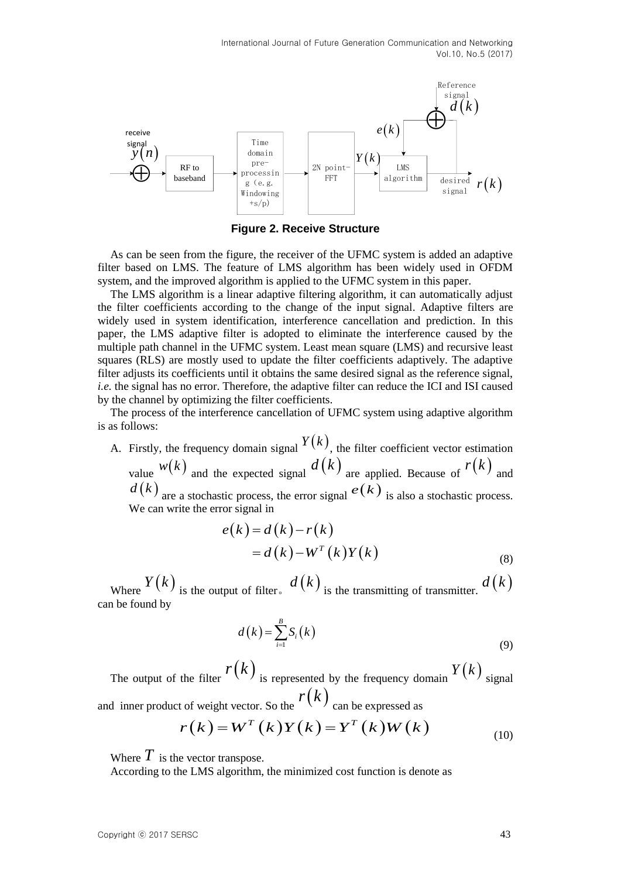Figure 2. Receive Structure

As can be seen from the figure, the receiver of the UFMC system is added an adaptive filter based on LMS. The feature of LMS algorithm has been widely used in OFDM system, and the improved algorithm is applied to the UFMC system in this paper.

The LMS algorithm is a linear adaptive filtering algorithm, it can automatically adjust the filter coefficients according to the change of the input signal. Adaptive filters are widely used in system identification, interference cancellation and prediction. In this paper, the LMS adaptive filter is adopted to eliminate the interference caused by the multiple path channel in the UFMC system. Least mean square (LMS) and recursive least squares (RLS) are mostly used to update the filter coefficients adaptively. The adaptive filter adjusts its coefficients until it obtains the same desired signal as the reference signal, *i.e.* the signal has no error. Therefore, the adaptive filter can reduce the ICI and ISI caused by the channel by optimizing the filter coefficients.

The process of the interference cancellation of UFMC system using adaptive algorithm is as follows:

A. Firstly, the frequency domain signal $Y(k)$, the filter coefficient vector estimation value $w(k)$ and the expected signal $d(k)$ are applied. Because of $r(k)$ and $d(k)$ are a stochastic process, the error signal $e(k)$ is also a stochastic process. We can write the error signal in

$$
\begin{aligned}
e(k) &= d(k) - r(k) \\
&= d(k) - W^T(k)Y(k)
\end{aligned}
\tag{8}
$$

Where $Y(k)$ is the output of filter。 $d(k)$ is the transmitting of transmitter. $d(k)$ can be found by

$$
d(k) = \sum_{i=1}^{B} S_i(k) \tag{9}
$$

The output of the filter $r(k)$ is represented by the frequency domain $Y(k)$ signal and inner product of weight vector. So the $r(k)$ can be expressed as

$$
r(k) = W^T(k)Y(k) = Y^T(k)W(k) \tag{10}
$$

Where $T$ is the vector transpose.

According to the LMS algorithm, the minimized cost function is denote as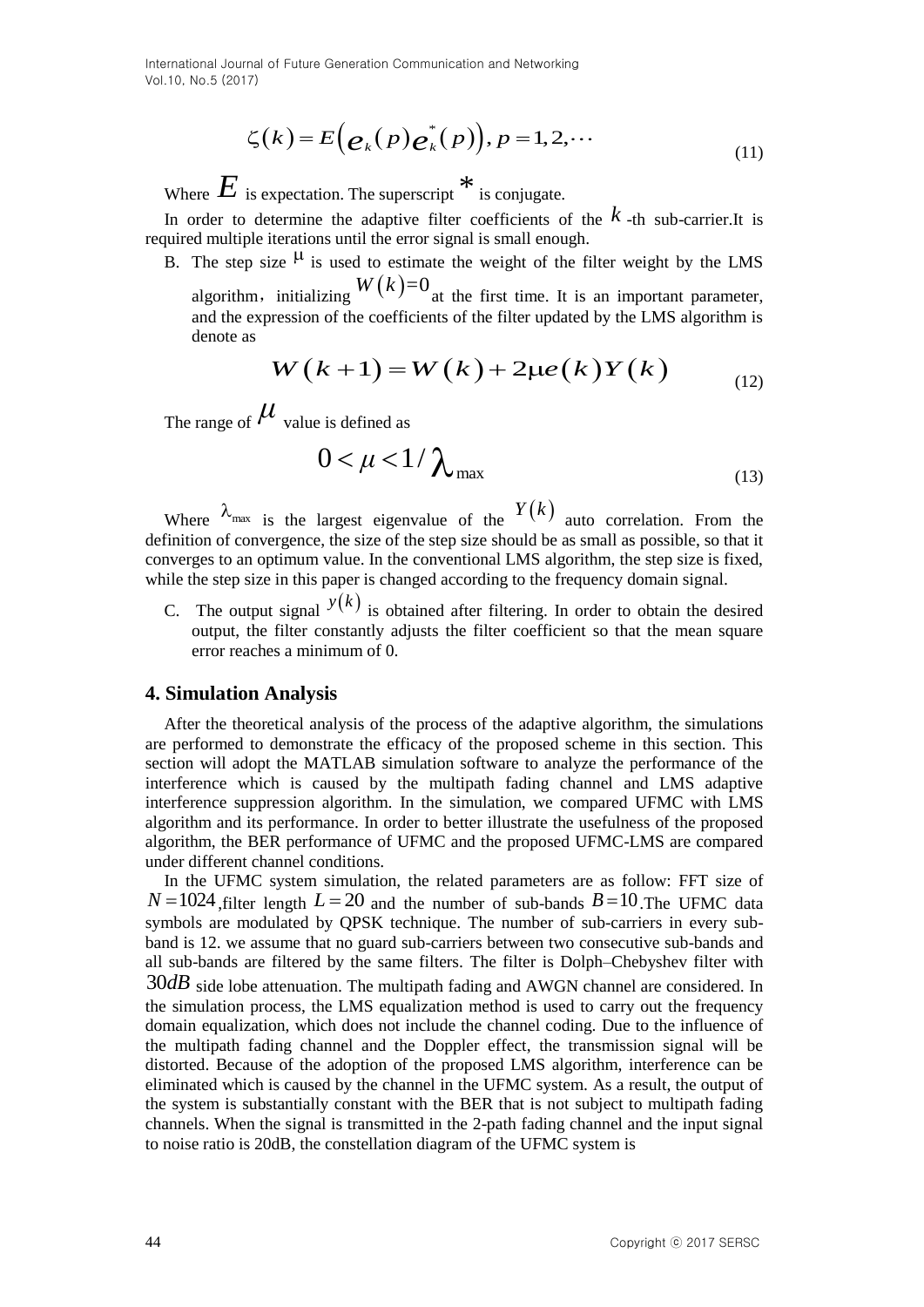$$\zeta(k) = E\left(e_k(p)e_k^*(p)\right), p = 1, 2, \cdots \tag{11}$$

Where $E$ is expectation. The superscript $*$ is conjugate.

In order to determine the adaptive filter coefficients of the $k$-th sub-carrier.It is required multiple iterations until the error signal is small enough.

B. The step size $\mu$ is used to estimate the weight of the filter weight by the LMS algorithm，initializing $W(k)=0$ at the first time. It is an important parameter, and the expression of the coefficients of the filter updated by the LMS algorithm is denote as

$$W(k+1) = W(k) + 2\mu e(k)Y(k) \tag{12}$$

The range of $\mu$ value is defined as

$$0 < \mu < 1/\lambda_{\max} \tag{13}$$

Where $\lambda_{\max}$ is the largest eigenvalue of the $Y(k)$ auto correlation. From the definition of convergence, the size of the step size should be as small as possible, so that it converges to an optimum value. In the conventional LMS algorithm, the step size is fixed, while the step size in this paper is changed according to the frequency domain signal.

C. The output signal $y(k)$ is obtained after filtering. In order to obtain the desired output, the filter constantly adjusts the filter coefficient so that the mean square error reaches a minimum of 0.

## 4. Simulation Analysis

After the theoretical analysis of the process of the adaptive algorithm, the simulations are performed to demonstrate the efficacy of the proposed scheme in this section. This section will adopt the MATLAB simulation software to analyze the performance of the interference which is caused by the multipath fading channel and LMS adaptive interference suppression algorithm. In the simulation, we compared UFMC with LMS algorithm and its performance. In order to better illustrate the usefulness of the proposed algorithm, the BER performance of UFMC and the proposed UFMC-LMS are compared under different channel conditions.

In the UFMC system simulation, the related parameters are as follow: FFT size of $N = 1024$,filter length $L = 20$ and the number of sub-bands $B = 10$.The UFMC data symbols are modulated by QPSK technique. The number of sub-carriers in every sub-band is 12. we assume that no guard sub-carriers between two consecutive sub-bands and all sub-bands are filtered by the same filters. The filter is Dolph–Chebyshev filter with $30dB$ side lobe attenuation. The multipath fading and AWGN channel are considered. In the simulation process, the LMS equalization method is used to carry out the frequency domain equalization, which does not include the channel coding. Due to the influence of the multipath fading channel and the Doppler effect, the transmission signal will be distorted. Because of the adoption of the proposed LMS algorithm, interference can be eliminated which is caused by the channel in the UFMC system. As a result, the output of the system is substantially constant with the BER that is not subject to multipath fading channels. When the signal is transmitted in the 2-path fading channel and the input signal to noise ratio is 20dB, the constellation diagram of the UFMC system is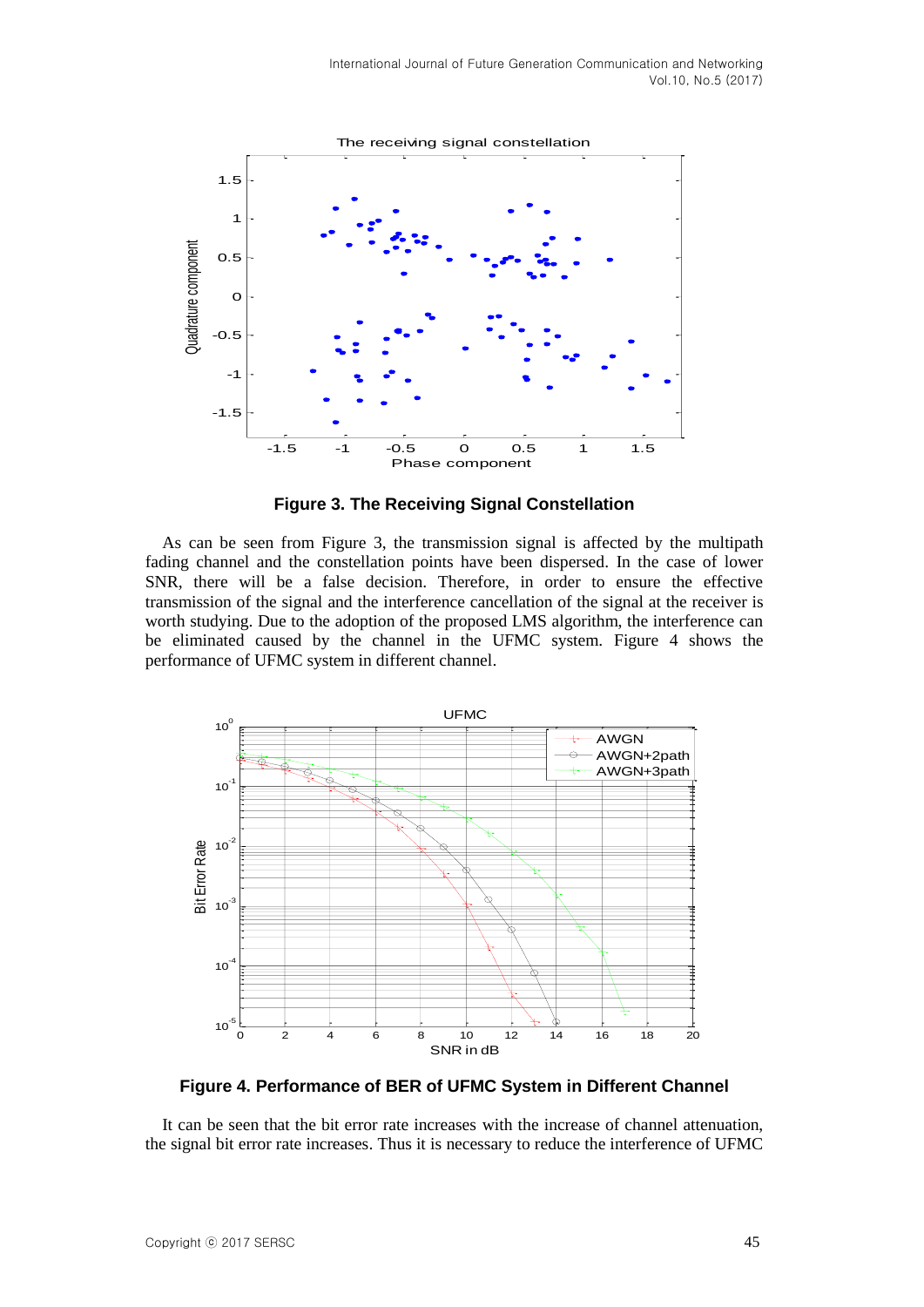**Figure 3. The Receiving Signal Constellation**

As can be seen from Figure 3, the transmission signal is affected by the multipath fading channel and the constellation points have been dispersed. In the case of lower SNR, there will be a false decision. Therefore, in order to ensure the effective transmission of the signal and the interference cancellation of the signal at the receiver is worth studying. Due to the adoption of the proposed LMS algorithm, the interference can be eliminated caused by the channel in the UFMC system. Figure 4 shows the performance of UFMC system in different channel.

**Figure 4. Performance of BER of UFMC System in Different Channel**

It can be seen that the bit error rate increases with the increase of channel attenuation, the signal bit error rate increases. Thus it is necessary to reduce the interference of UFMC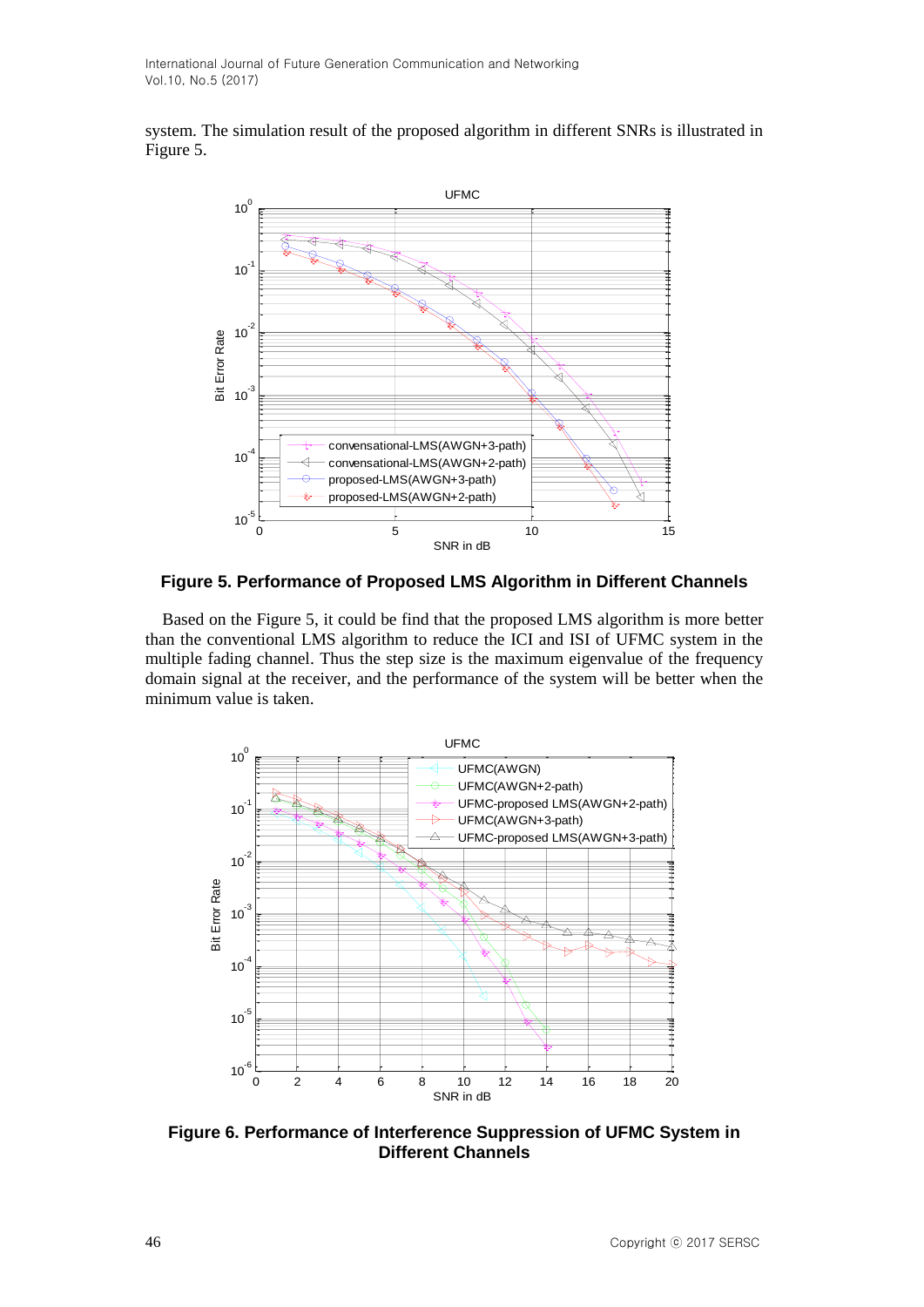system. The simulation result of the proposed algorithm in different SNRs is illustrated in Figure 5.

**Figure 5. Performance of Proposed LMS Algorithm in Different Channels**

Based on the Figure 5, it could be find that the proposed LMS algorithm is more better than the conventional LMS algorithm to reduce the ICI and ISI of UFMC system in the multiple fading channel. Thus the step size is the maximum eigenvalue of the frequency domain signal at the receiver, and the performance of the system will be better when the minimum value is taken.

**Figure 6. Performance of Interference Suppression of UFMC System in Different Channels**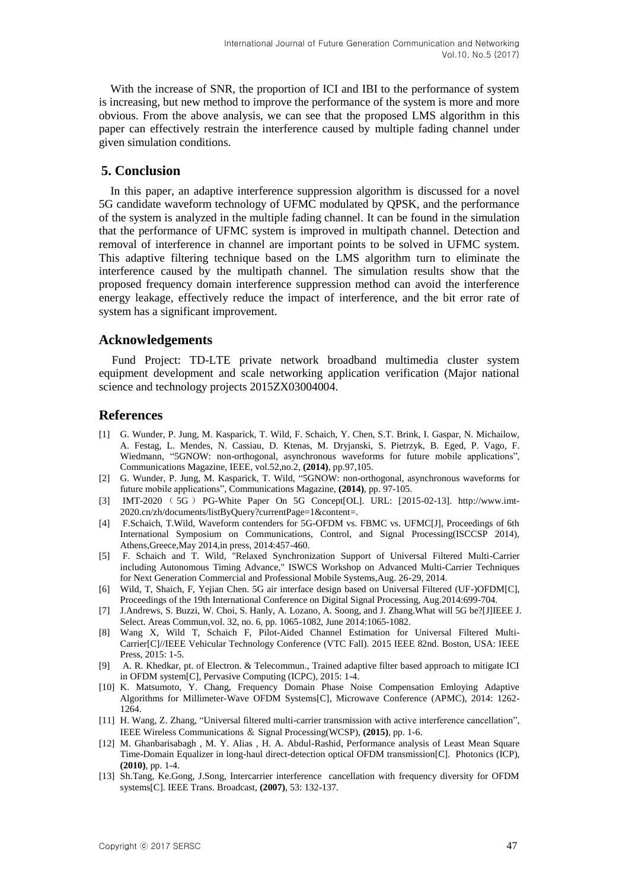With the increase of SNR, the proportion of ICI and IBI to the performance of system is increasing, but new method to improve the performance of the system is more and more obvious. From the above analysis, we can see that the proposed LMS algorithm in this paper can effectively restrain the interference caused by multiple fading channel under given simulation conditions.

## 5. Conclusion

In this paper, an adaptive interference suppression algorithm is discussed for a novel 5G candidate waveform technology of UFMC modulated by QPSK, and the performance of the system is analyzed in the multiple fading channel. It can be found in the simulation that the performance of UFMC system is improved in multipath channel. Detection and removal of interference in channel are important points to be solved in UFMC system. This adaptive filtering technique based on the LMS algorithm turn to eliminate the interference caused by the multipath channel. The simulation results show that the proposed frequency domain interference suppression method can avoid the interference energy leakage, effectively reduce the impact of interference, and the bit error rate of system has a significant improvement.

## Acknowledgements

Fund Project: TD-LTE private network broadband multimedia cluster system equipment development and scale networking application verification (Major national science and technology projects 2015ZX03004004.

## References

[1] G. Wunder, P. Jung, M. Kasparick, T. Wild, F. Schaich, Y. Chen, S.T. Brink, I. Gaspar, N. Michailow, A. Festag, L. Mendes, N. Cassiau, D. Ktenas, M. Dryjanski, S. Pietrzyk, B. Eged, P. Vago, F. Wiedmann, "5GNOW: non-orthogonal, asynchronous waveforms for future mobile applications", Communications Magazine, IEEE, vol.52,no.2, **(2014)**, pp.97,105.

[2] G. Wunder, P. Jung, M. Kasparick, T. Wild, "5GNOW: non-orthogonal, asynchronous waveforms for future mobile applications", Communications Magazine, **(2014)**, pp. 97-105.

[3] IMT-2020（5G）PG-White Paper On 5G Concept[OL]. URL: [2015-02-13]. http://www.imt-2020.cn/zh/documents/listByQuery?currentPage=1&content=.

[4] F.Schaich, T.Wild, Waveform contenders for 5G-OFDM vs. FBMC vs. UFMC[J], Proceedings of 6th International Symposium on Communications, Control, and Signal Processing(ISCCSP 2014), Athens,Greece,May 2014,in press, 2014:457-460.

[5] F. Schaich and T. Wild, "Relaxed Synchronization Support of Universal Filtered Multi-Carrier including Autonomous Timing Advance," ISWCS Workshop on Advanced Multi-Carrier Techniques for Next Generation Commercial and Professional Mobile Systems,Aug. 26-29, 2014.

[6] Wild, T, Shaich, F, Yejian Chen. 5G air interface design based on Universal Filtered (UF-)OFDM[C], Proceedings of the 19th International Conference on Digital Signal Processing, Aug.2014:699-704.

[7] J.Andrews, S. Buzzi, W. Choi, S. Hanly, A. Lozano, A. Soong, and J. Zhang.What will 5G be?[J]IEEE J. Select. Areas Commun,vol. 32, no. 6, pp. 1065-1082, June 2014:1065-1082.

[8] Wang X, Wild T, Schaich F, Pilot-Aided Channel Estimation for Universal Filtered Multi-Carrier[C]//IEEE Vehicular Technology Conference (VTC Fall). 2015 IEEE 82nd. Boston, USA: IEEE Press, 2015: 1-5.

[9] A. R. Khedkar, pt. of Electron. & Telecommun., Trained adaptive filter based approach to mitigate ICI in OFDM system[C], Pervasive Computing (ICPC), 2015: 1-4.

[10] K. Matsumoto, Y. Chang, Frequency Domain Phase Noise Compensation Emloying Adaptive Algorithms for Millimeter-Wave OFDM Systems[C], Microwave Conference (APMC), 2014: 1262-1264.

[11] H. Wang, Z. Zhang, "Universal filtered multi-carrier transmission with active interference cancellation", IEEE Wireless Communications ＆ Signal Processing(WCSP), **(2015)**, pp. 1-6.

[12] M. Ghanbarisabagh , M. Y. Alias , H. A. Abdul-Rashid, Performance analysis of Least Mean Square Time-Domain Equalizer in long-haul direct-detection optical OFDM transmission[C]. Photonics (ICP), **(2010)**, pp. 1-4.

[13] Sh.Tang, Ke.Gong, J.Song, Intercarrier interference cancellation with frequency diversity for OFDM systems[C]. IEEE Trans. Broadcast, **(2007)**, 53: 132-137.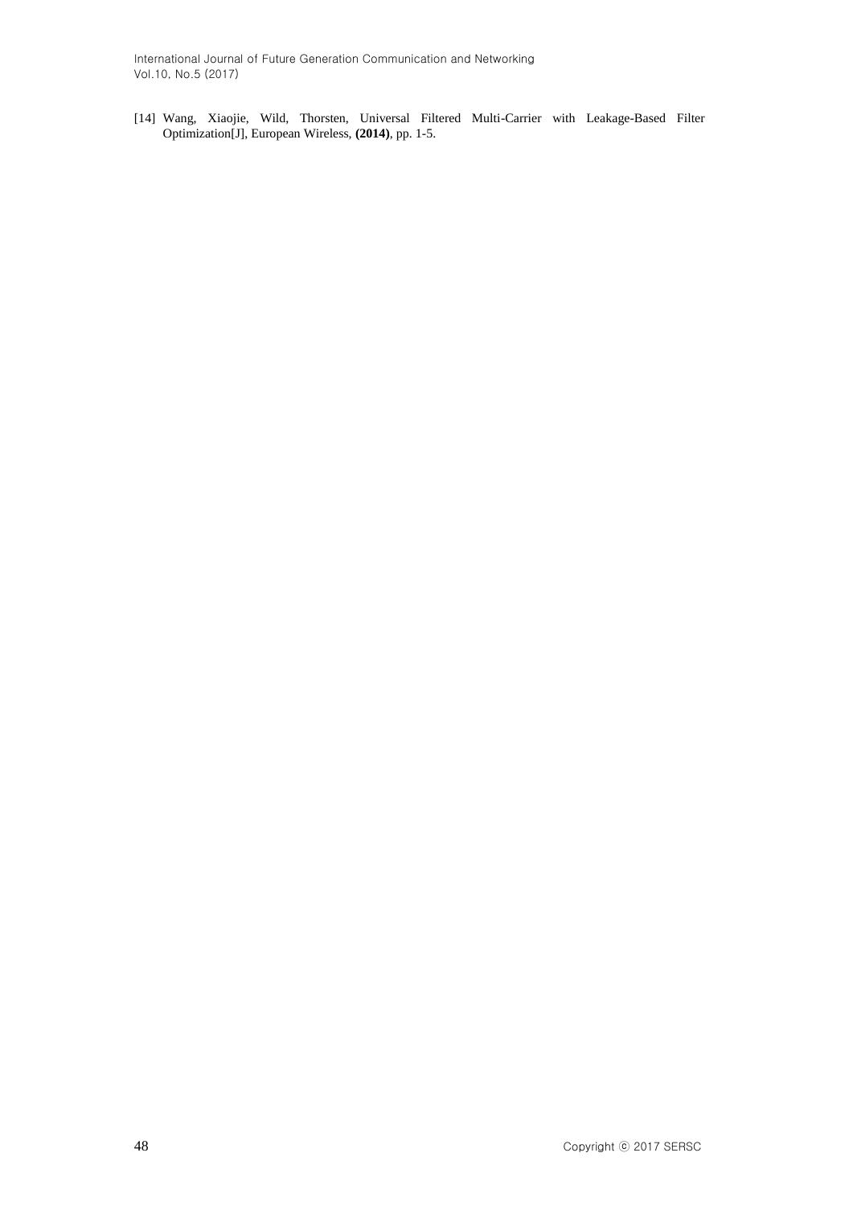[14] Wang, Xiaojie, Wild, Thorsten, Universal Filtered Multi-Carrier with Leakage-Based Filter Optimization[J], European Wireless, **(2014)**, pp. 1-5.